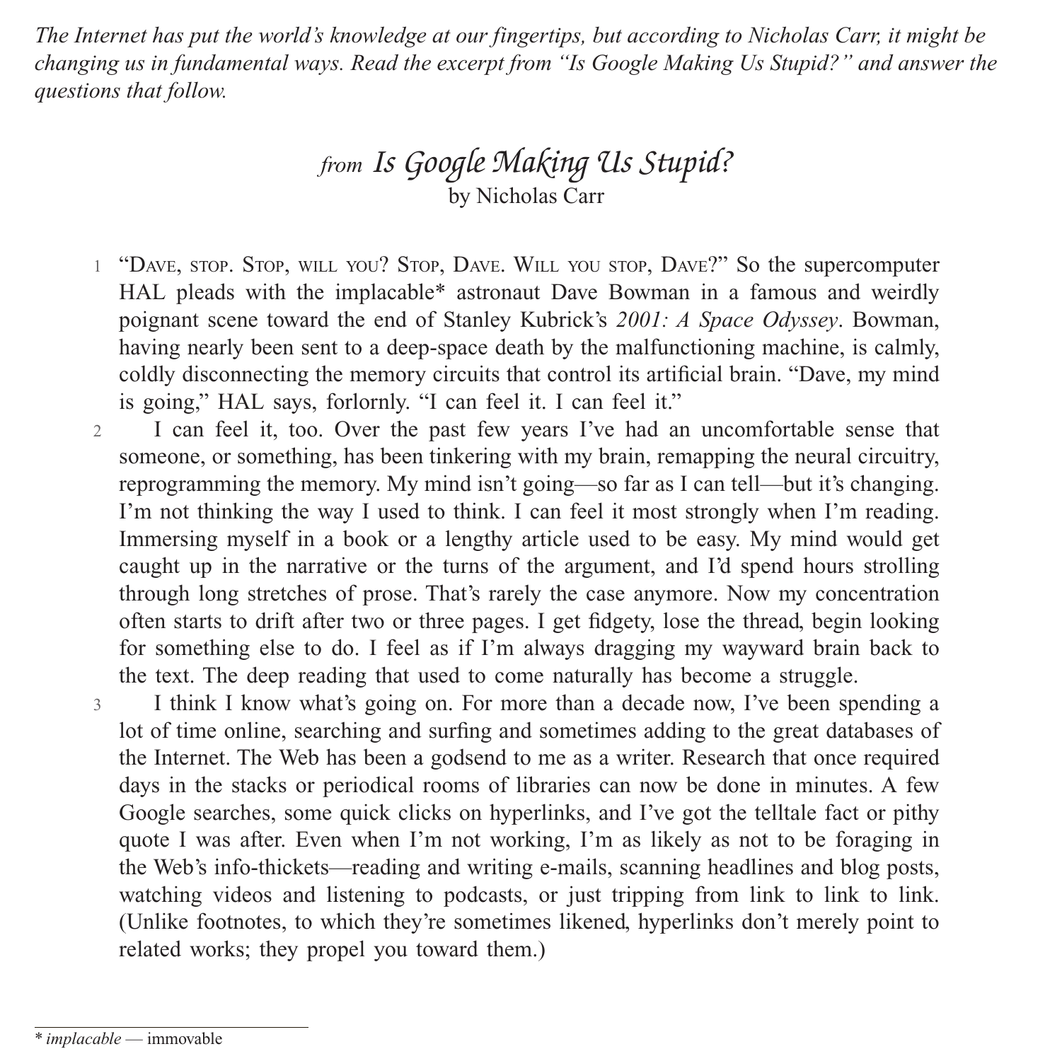*The Internet has put the world's knowledge at our fingertips, but according to Nicholas Carr, it might be changing us in fundamental ways. Read the excerpt from "Is Google Making Us Stupid?" and answer the questions that follow.*

# *from* Is Google Making Us Stupid?

by Nicholas Carr

1 "Dave, stop. Stop, will you? Stop, Dave. Will you stop, Dave?" So the supercomputer HAL pleads with the implacable* astronaut Dave Bowman in a famous and weirdly poignant scene toward the end of Stanley Kubrick's *2001: A Space Odyssey*. Bowman, having nearly been sent to a deep-space death by the malfunctioning machine, is calmly, coldly disconnecting the memory circuits that control its artificial brain. "Dave, my mind is going," HAL says, forlornly. "I can feel it. I can feel it."

2 I can feel it, too. Over the past few years I've had an uncomfortable sense that someone, or something, has been tinkering with my brain, remapping the neural circuitry, reprogramming the memory. My mind isn't going—so far as I can tell—but it's changing. I'm not thinking the way I used to think. I can feel it most strongly when I'm reading. Immersing myself in a book or a lengthy article used to be easy. My mind would get caught up in the narrative or the turns of the argument, and I'd spend hours strolling through long stretches of prose. That's rarely the case anymore. Now my concentration often starts to drift after two or three pages. I get fidgety, lose the thread, begin looking for something else to do. I feel as if I'm always dragging my wayward brain back to the text. The deep reading that used to come naturally has become a struggle.

3 I think I know what's going on. For more than a decade now, I've been spending a lot of time online, searching and surfing and sometimes adding to the great databases of the Internet. The Web has been a godsend to me as a writer. Research that once required days in the stacks or periodical rooms of libraries can now be done in minutes. A few Google searches, some quick clicks on hyperlinks, and I've got the telltale fact or pithy quote I was after. Even when I'm not working, I'm as likely as not to be foraging in the Web's info-thickets—reading and writing e-mails, scanning headlines and blog posts, watching videos and listening to podcasts, or just tripping from link to link to link. (Unlike footnotes, to which they're sometimes likened, hyperlinks don't merely point to related works; they propel you toward them.)

---

* *implacable* — immovable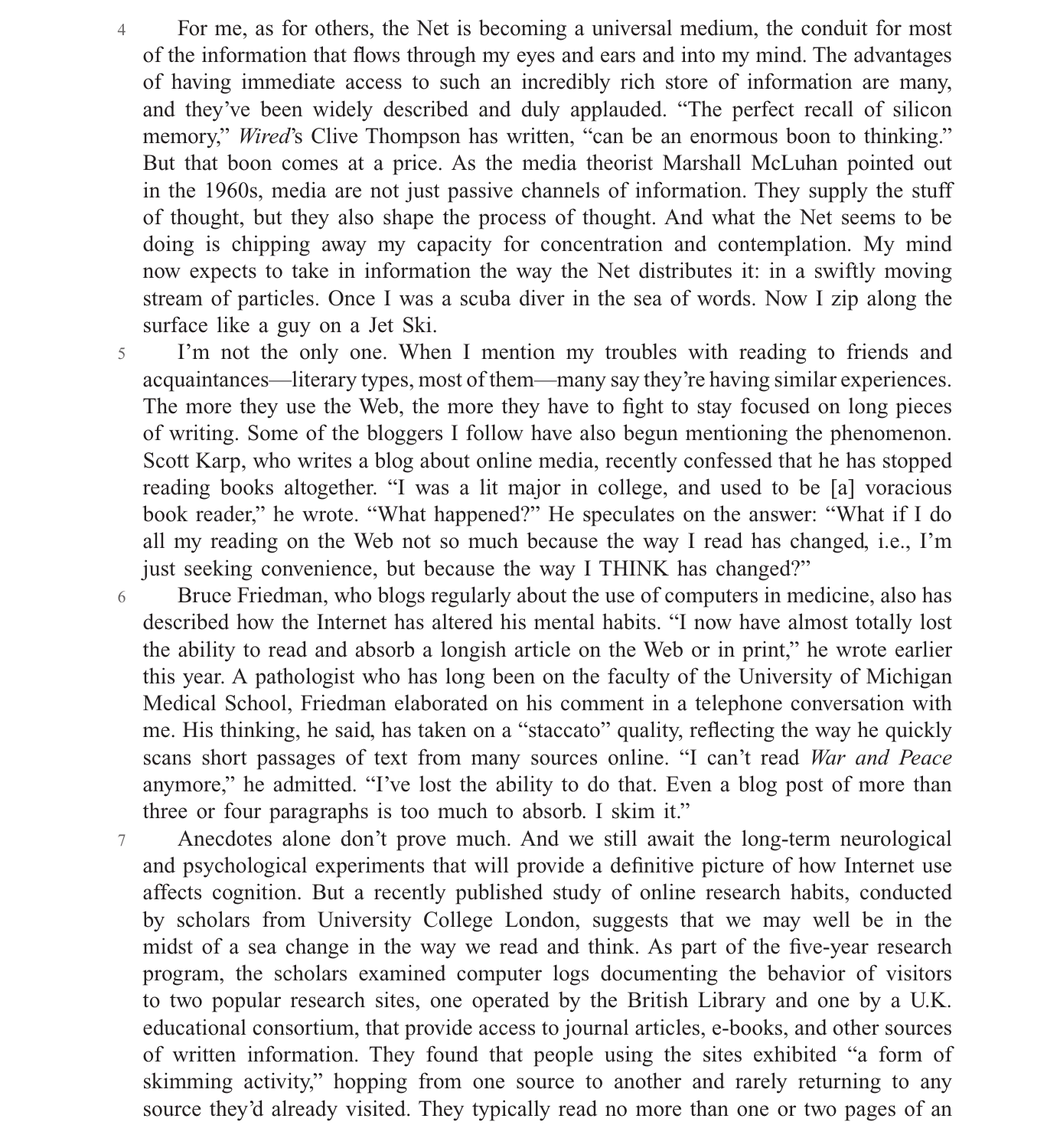4 For me, as for others, the Net is becoming a universal medium, the conduit for most of the information that flows through my eyes and ears and into my mind. The advantages of having immediate access to such an incredibly rich store of information are many, and they've been widely described and duly applauded. "The perfect recall of silicon memory," *Wired*'s Clive Thompson has written, "can be an enormous boon to thinking." But that boon comes at a price. As the media theorist Marshall McLuhan pointed out in the 1960s, media are not just passive channels of information. They supply the stuff of thought, but they also shape the process of thought. And what the Net seems to be doing is chipping away my capacity for concentration and contemplation. My mind now expects to take in information the way the Net distributes it: in a swiftly moving stream of particles. Once I was a scuba diver in the sea of words. Now I zip along the surface like a guy on a Jet Ski.

5 I'm not the only one. When I mention my troubles with reading to friends and acquaintances—literary types, most of them—many say they're having similar experiences. The more they use the Web, the more they have to fight to stay focused on long pieces of writing. Some of the bloggers I follow have also begun mentioning the phenomenon. Scott Karp, who writes a blog about online media, recently confessed that he has stopped reading books altogether. "I was a lit major in college, and used to be [a] voracious book reader," he wrote. "What happened?" He speculates on the answer: "What if I do all my reading on the Web not so much because the way I read has changed, i.e., I'm just seeking convenience, but because the way I THINK has changed?"

6 Bruce Friedman, who blogs regularly about the use of computers in medicine, also has described how the Internet has altered his mental habits. "I now have almost totally lost the ability to read and absorb a longish article on the Web or in print," he wrote earlier this year. A pathologist who has long been on the faculty of the University of Michigan Medical School, Friedman elaborated on his comment in a telephone conversation with me. His thinking, he said, has taken on a "staccato" quality, reflecting the way he quickly scans short passages of text from many sources online. "I can't read *War and Peace* anymore," he admitted. "I've lost the ability to do that. Even a blog post of more than three or four paragraphs is too much to absorb. I skim it."

7 Anecdotes alone don't prove much. And we still await the long-term neurological and psychological experiments that will provide a definitive picture of how Internet use affects cognition. But a recently published study of online research habits, conducted by scholars from University College London, suggests that we may well be in the midst of a sea change in the way we read and think. As part of the five-year research program, the scholars examined computer logs documenting the behavior of visitors to two popular research sites, one operated by the British Library and one by a U.K. educational consortium, that provide access to journal articles, e-books, and other sources of written information. They found that people using the sites exhibited "a form of skimming activity," hopping from one source to another and rarely returning to any source they'd already visited. They typically read no more than one or two pages of an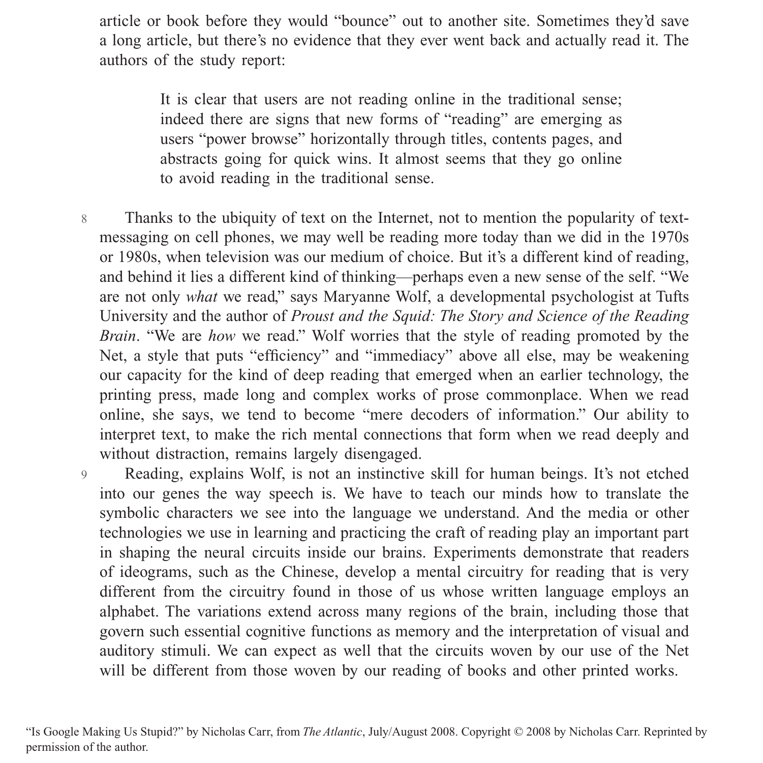article or book before they would "bounce" out to another site. Sometimes they'd save a long article, but there's no evidence that they ever went back and actually read it. The authors of the study report:

> It is clear that users are not reading online in the traditional sense; indeed there are signs that new forms of "reading" are emerging as users "power browse" horizontally through titles, contents pages, and abstracts going for quick wins. It almost seems that they go online to avoid reading in the traditional sense.

8 Thanks to the ubiquity of text on the Internet, not to mention the popularity of text-messaging on cell phones, we may well be reading more today than we did in the 1970s or 1980s, when television was our medium of choice. But it's a different kind of reading, and behind it lies a different kind of thinking—perhaps even a new sense of the self. "We are not only *what* we read," says Maryanne Wolf, a developmental psychologist at Tufts University and the author of *Proust and the Squid: The Story and Science of the Reading Brain*. "We are *how* we read." Wolf worries that the style of reading promoted by the Net, a style that puts "efficiency" and "immediacy" above all else, may be weakening our capacity for the kind of deep reading that emerged when an earlier technology, the printing press, made long and complex works of prose commonplace. When we read online, she says, we tend to become "mere decoders of information." Our ability to interpret text, to make the rich mental connections that form when we read deeply and without distraction, remains largely disengaged.

9 Reading, explains Wolf, is not an instinctive skill for human beings. It's not etched into our genes the way speech is. We have to teach our minds how to translate the symbolic characters we see into the language we understand. And the media or other technologies we use in learning and practicing the craft of reading play an important part in shaping the neural circuits inside our brains. Experiments demonstrate that readers of ideograms, such as the Chinese, develop a mental circuitry for reading that is very different from the circuitry found in those of us whose written language employs an alphabet. The variations extend across many regions of the brain, including those that govern such essential cognitive functions as memory and the interpretation of visual and auditory stimuli. We can expect as well that the circuits woven by our use of the Net will be different from those woven by our reading of books and other printed works.

"Is Google Making Us Stupid?" by Nicholas Carr, from *The Atlantic*, July/August 2008. Copyright © 2008 by Nicholas Carr. Reprinted by permission of the author.